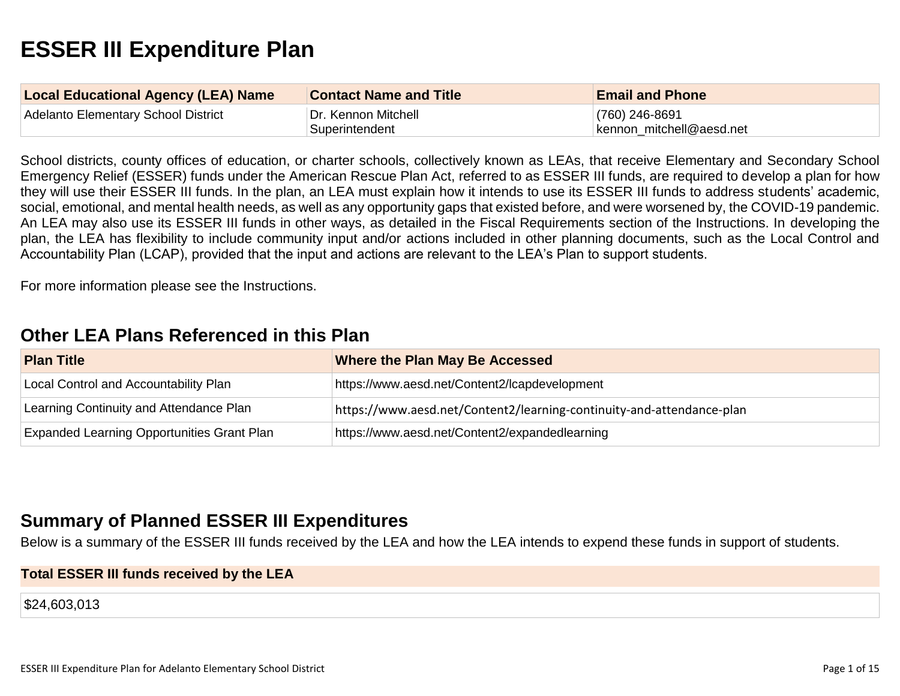# ESSER III Expenditure Plan

| Local Educational Agency (LEA) Name | Contact Name and Title | Email and Phone |
| --- | --- | --- |
| Adelanto Elementary School District | Dr. Kennon Mitchell<br>Superintendent | (760) 246-8691<br>kennon_mitchell@aesd.net |

School districts, county offices of education, or charter schools, collectively known as LEAs, that receive Elementary and Secondary School Emergency Relief (ESSER) funds under the American Rescue Plan Act, referred to as ESSER III funds, are required to develop a plan for how they will use their ESSER III funds. In the plan, an LEA must explain how it intends to use its ESSER III funds to address students' academic, social, emotional, and mental health needs, as well as any opportunity gaps that existed before, and were worsened by, the COVID-19 pandemic. An LEA may also use its ESSER III funds in other ways, as detailed in the Fiscal Requirements section of the Instructions. In developing the plan, the LEA has flexibility to include community input and/or actions included in other planning documents, such as the Local Control and Accountability Plan (LCAP), provided that the input and actions are relevant to the LEA's Plan to support students.

For more information please see the Instructions.

## Other LEA Plans Referenced in this Plan

| Plan Title | Where the Plan May Be Accessed |
| --- | --- |
| Local Control and Accountability Plan | https://www.aesd.net/Content2/lcapdevelopment |
| Learning Continuity and Attendance Plan | https://www.aesd.net/Content2/learning-continuity-and-attendance-plan |
| Expanded Learning Opportunities Grant Plan | https://www.aesd.net/Content2/expandedlearning |

## Summary of Planned ESSER III Expenditures

Below is a summary of the ESSER III funds received by the LEA and how the LEA intends to expend these funds in support of students.

| Total ESSER III funds received by the LEA |
| --- |
| $24,603,013 |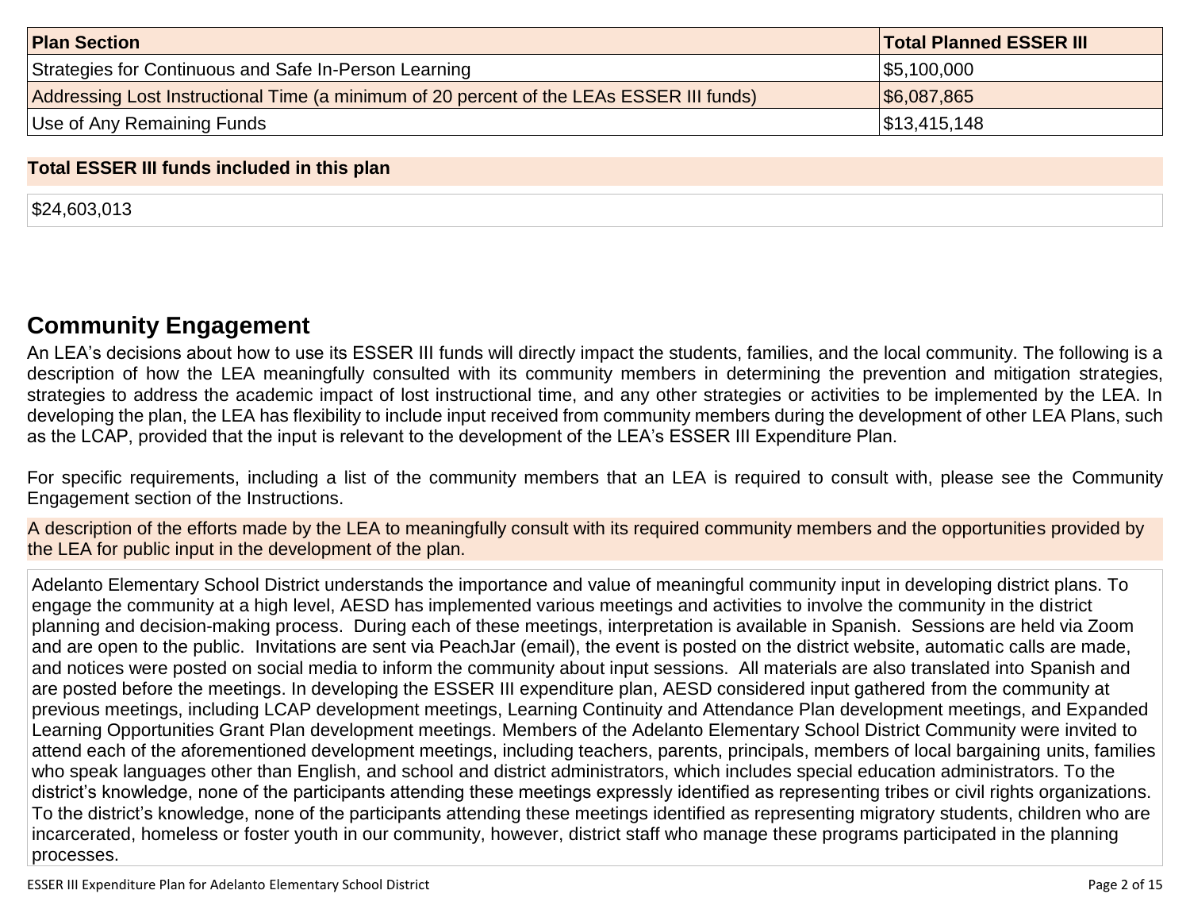| Plan Section | Total Planned ESSER III |
| --- | --- |
| Strategies for Continuous and Safe In-Person Learning | $5,100,000 |
| Addressing Lost Instructional Time (a minimum of 20 percent of the LEAs ESSER III funds) | $6,087,865 |
| Use of Any Remaining Funds | $13,415,148 |

**Total ESSER III funds included in this plan**

$24,603,013

## Community Engagement

An LEA's decisions about how to use its ESSER III funds will directly impact the students, families, and the local community. The following is a description of how the LEA meaningfully consulted with its community members in determining the prevention and mitigation strategies, strategies to address the academic impact of lost instructional time, and any other strategies or activities to be implemented by the LEA. In developing the plan, the LEA has flexibility to include input received from community members during the development of other LEA Plans, such as the LCAP, provided that the input is relevant to the development of the LEA's ESSER III Expenditure Plan.

For specific requirements, including a list of the community members that an LEA is required to consult with, please see the Community Engagement section of the Instructions.

A description of the efforts made by the LEA to meaningfully consult with its required community members and the opportunities provided by the LEA for public input in the development of the plan.

Adelanto Elementary School District understands the importance and value of meaningful community input in developing district plans. To engage the community at a high level, AESD has implemented various meetings and activities to involve the community in the district planning and decision-making process. During each of these meetings, interpretation is available in Spanish. Sessions are held via Zoom and are open to the public. Invitations are sent via PeachJar (email), the event is posted on the district website, automatic calls are made, and notices were posted on social media to inform the community about input sessions. All materials are also translated into Spanish and are posted before the meetings. In developing the ESSER III expenditure plan, AESD considered input gathered from the community at previous meetings, including LCAP development meetings, Learning Continuity and Attendance Plan development meetings, and Expanded Learning Opportunities Grant Plan development meetings. Members of the Adelanto Elementary School District Community were invited to attend each of the aforementioned development meetings, including teachers, parents, principals, members of local bargaining units, families who speak languages other than English, and school and district administrators, which includes special education administrators. To the district's knowledge, none of the participants attending these meetings expressly identified as representing tribes or civil rights organizations. To the district's knowledge, none of the participants attending these meetings identified as representing migratory students, children who are incarcerated, homeless or foster youth in our community, however, district staff who manage these programs participated in the planning processes.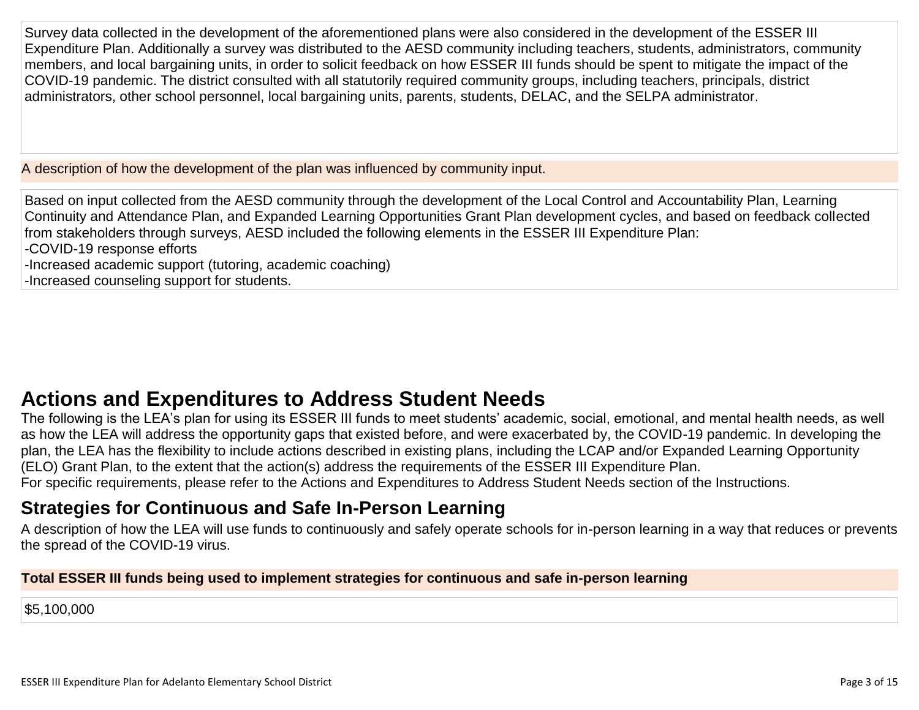Survey data collected in the development of the aforementioned plans were also considered in the development of the ESSER III Expenditure Plan. Additionally a survey was distributed to the AESD community including teachers, students, administrators, community members, and local bargaining units, in order to solicit feedback on how ESSER III funds should be spent to mitigate the impact of the COVID-19 pandemic. The district consulted with all statutorily required community groups, including teachers, principals, district administrators, other school personnel, local bargaining units, parents, students, DELAC, and the SELPA administrator.

A description of how the development of the plan was influenced by community input.

Based on input collected from the AESD community through the development of the Local Control and Accountability Plan, Learning Continuity and Attendance Plan, and Expanded Learning Opportunities Grant Plan development cycles, and based on feedback collected from stakeholders through surveys, AESD included the following elements in the ESSER III Expenditure Plan:
-COVID-19 response efforts
-Increased academic support (tutoring, academic coaching)
-Increased counseling support for students.

# Actions and Expenditures to Address Student Needs

The following is the LEA's plan for using its ESSER III funds to meet students' academic, social, emotional, and mental health needs, as well as how the LEA will address the opportunity gaps that existed before, and were exacerbated by, the COVID-19 pandemic. In developing the plan, the LEA has the flexibility to include actions described in existing plans, including the LCAP and/or Expanded Learning Opportunity (ELO) Grant Plan, to the extent that the action(s) address the requirements of the ESSER III Expenditure Plan.
For specific requirements, please refer to the Actions and Expenditures to Address Student Needs section of the Instructions.

## Strategies for Continuous and Safe In-Person Learning

A description of how the LEA will use funds to continuously and safely operate schools for in-person learning in a way that reduces or prevents the spread of the COVID-19 virus.

**Total ESSER III funds being used to implement strategies for continuous and safe in-person learning**

$5,100,000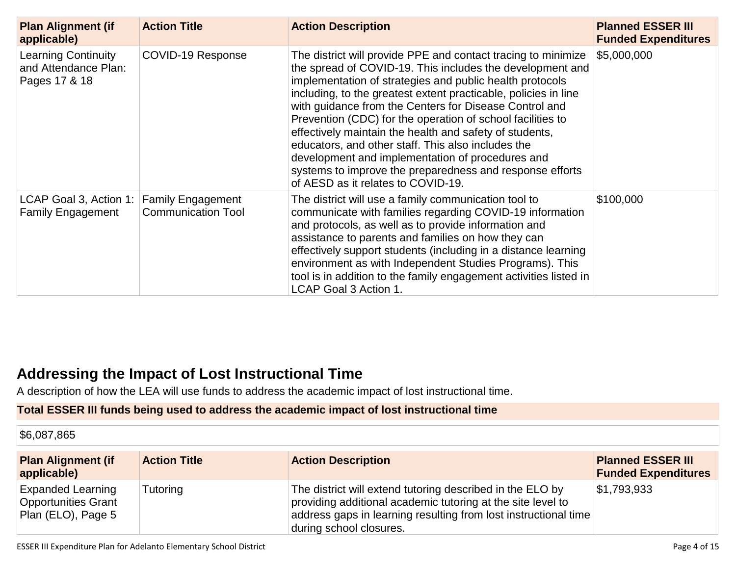| Plan Alignment (if applicable) | Action Title | Action Description | Planned ESSER III Funded Expenditures |
|---|---|---|---|
| Learning Continuity and Attendance Plan: Pages 17 & 18 | COVID-19 Response | The district will provide PPE and contact tracing to minimize the spread of COVID-19. This includes the development and implementation of strategies and public health protocols including, to the greatest extent practicable, policies in line with guidance from the Centers for Disease Control and Prevention (CDC) for the operation of school facilities to effectively maintain the health and safety of students, educators, and other staff. This also includes the development and implementation of procedures and systems to improve the preparedness and response efforts of AESD as it relates to COVID-19. | $5,000,000 |
| LCAP Goal 3, Action 1: Family Engagement | Family Engagement Communication Tool | The district will use a family communication tool to communicate with families regarding COVID-19 information and protocols, as well as to provide information and assistance to parents and families on how they can effectively support students (including in a distance learning environment as with Independent Studies Programs). This tool is in addition to the family engagement activities listed in LCAP Goal 3 Action 1. | $100,000 |

## Addressing the Impact of Lost Instructional Time

A description of how the LEA will use funds to address the academic impact of lost instructional time.

| Total ESSER III funds being used to address the academic impact of lost instructional time |
|---|
| $6,087,865 |

| Plan Alignment (if applicable) | Action Title | Action Description | Planned ESSER III Funded Expenditures |
|---|---|---|---|
| Expanded Learning Opportunities Grant Plan (ELO), Page 5 | Tutoring | The district will extend tutoring described in the ELO by providing additional academic tutoring at the site level to address gaps in learning resulting from lost instructional time during school closures. | $1,793,933 |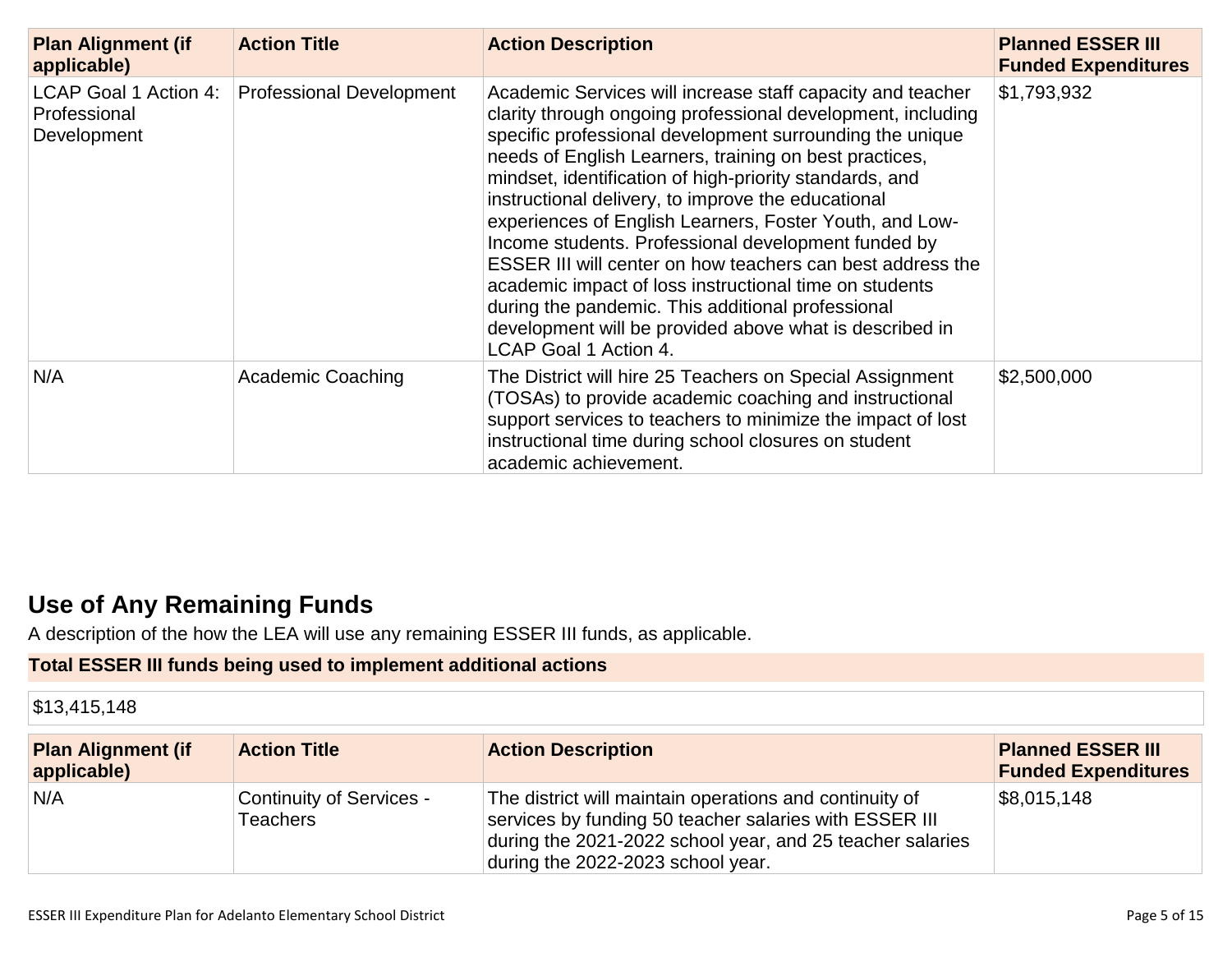| Plan Alignment (if applicable) | Action Title | Action Description | Planned ESSER III Funded Expenditures |
| --- | --- | --- | --- |
| LCAP Goal 1 Action 4: Professional Development | Professional Development | Academic Services will increase staff capacity and teacher clarity through ongoing professional development, including specific professional development surrounding the unique needs of English Learners, training on best practices, mindset, identification of high-priority standards, and instructional delivery, to improve the educational experiences of English Learners, Foster Youth, and Low-Income students. Professional development funded by ESSER III will center on how teachers can best address the academic impact of loss instructional time on students during the pandemic. This additional professional development will be provided above what is described in LCAP Goal 1 Action 4. | $1,793,932 |
| N/A | Academic Coaching | The District will hire 25 Teachers on Special Assignment (TOSAs) to provide academic coaching and instructional support services to teachers to minimize the impact of lost instructional time during school closures on student academic achievement. | $2,500,000 |

## Use of Any Remaining Funds

A description of the how the LEA will use any remaining ESSER III funds, as applicable.

**Total ESSER III funds being used to implement additional actions**

$13,415,148

| Plan Alignment (if applicable) | Action Title | Action Description | Planned ESSER III Funded Expenditures |
| --- | --- | --- | --- |
| N/A | Continuity of Services - Teachers | The district will maintain operations and continuity of services by funding 50 teacher salaries with ESSER III during the 2021-2022 school year, and 25 teacher salaries during the 2022-2023 school year. | $8,015,148 |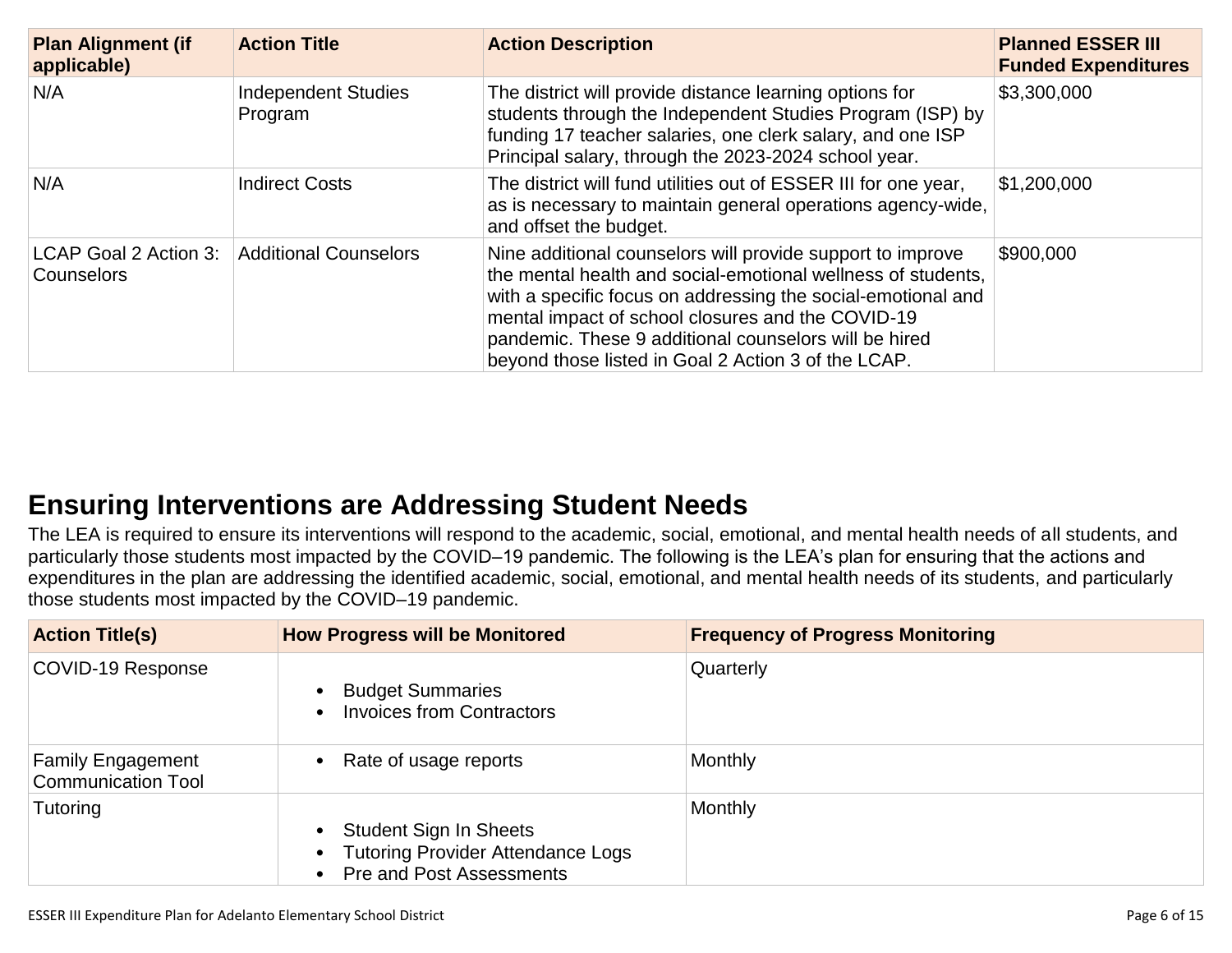| Plan Alignment (if applicable) | Action Title | Action Description | Planned ESSER III Funded Expenditures |
|---|---|---|---|
| N/A | Independent Studies Program | The district will provide distance learning options for students through the Independent Studies Program (ISP) by funding 17 teacher salaries, one clerk salary, and one ISP Principal salary, through the 2023-2024 school year. | $3,300,000 |
| N/A | Indirect Costs | The district will fund utilities out of ESSER III for one year, as is necessary to maintain general operations agency-wide, and offset the budget. | $1,200,000 |
| LCAP Goal 2 Action 3: Counselors | Additional Counselors | Nine additional counselors will provide support to improve the mental health and social-emotional wellness of students, with a specific focus on addressing the social-emotional and mental impact of school closures and the COVID-19 pandemic. These 9 additional counselors will be hired beyond those listed in Goal 2 Action 3 of the LCAP. | $900,000 |

## Ensuring Interventions are Addressing Student Needs

The LEA is required to ensure its interventions will respond to the academic, social, emotional, and mental health needs of all students, and particularly those students most impacted by the COVID–19 pandemic. The following is the LEA's plan for ensuring that the actions and expenditures in the plan are addressing the identified academic, social, emotional, and mental health needs of its students, and particularly those students most impacted by the COVID–19 pandemic.

| Action Title(s) | How Progress will be Monitored | Frequency of Progress Monitoring |
|---|---|---|
| COVID-19 Response | • Budget Summaries<br>• Invoices from Contractors | Quarterly |
| Family Engagement Communication Tool | • Rate of usage reports | Monthly |
| Tutoring | • Student Sign In Sheets<br>• Tutoring Provider Attendance Logs<br>• Pre and Post Assessments | Monthly |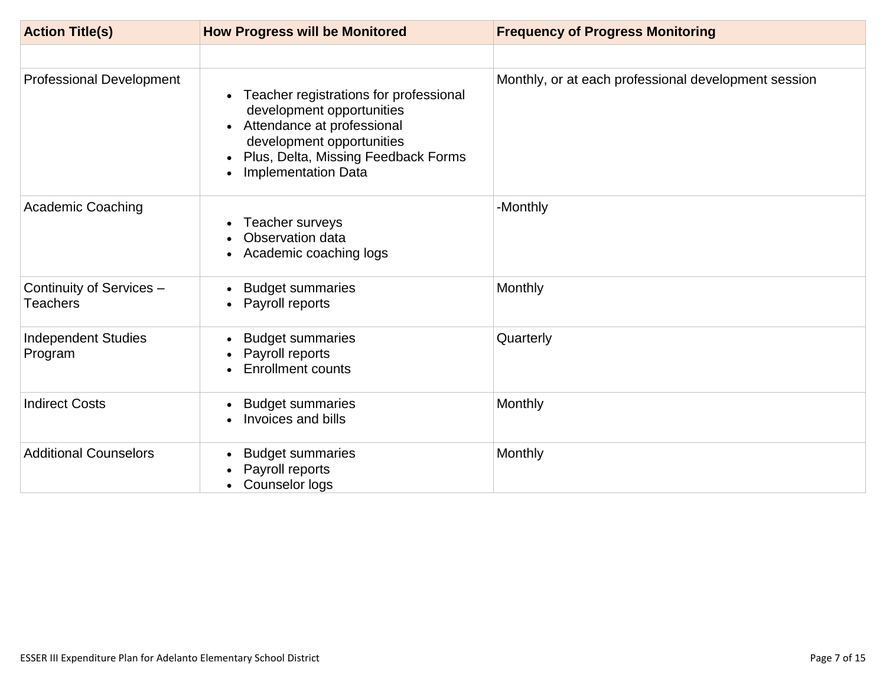| Action Title(s) | How Progress will be Monitored | Frequency of Progress Monitoring |
|---|---|---|
| | | |
| Professional Development | • Teacher registrations for professional development opportunities<br>• Attendance at professional development opportunities<br>• Plus, Delta, Missing Feedback Forms<br>• Implementation Data | Monthly, or at each professional development session |
| Academic Coaching | • Teacher surveys<br>• Observation data<br>• Academic coaching logs | -Monthly |
| Continuity of Services – Teachers | • Budget summaries<br>• Payroll reports | Monthly |
| Independent Studies Program | • Budget summaries<br>• Payroll reports<br>• Enrollment counts | Quarterly |
| Indirect Costs | • Budget summaries<br>• Invoices and bills | Monthly |
| Additional Counselors | • Budget summaries<br>• Payroll reports<br>• Counselor logs | Monthly |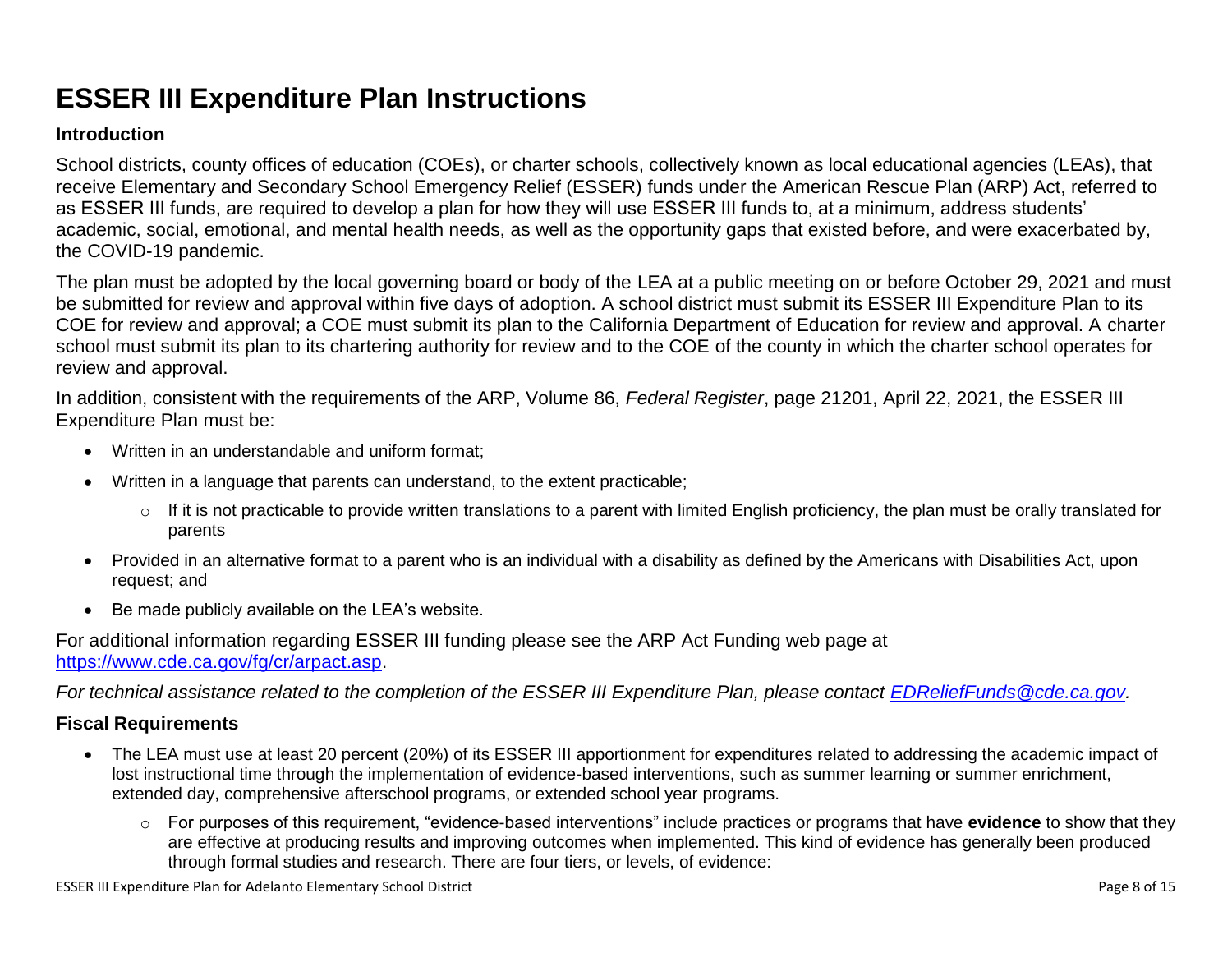# ESSER III Expenditure Plan Instructions

## Introduction

School districts, county offices of education (COEs), or charter schools, collectively known as local educational agencies (LEAs), that receive Elementary and Secondary School Emergency Relief (ESSER) funds under the American Rescue Plan (ARP) Act, referred to as ESSER III funds, are required to develop a plan for how they will use ESSER III funds to, at a minimum, address students' academic, social, emotional, and mental health needs, as well as the opportunity gaps that existed before, and were exacerbated by, the COVID-19 pandemic.

The plan must be adopted by the local governing board or body of the LEA at a public meeting on or before October 29, 2021 and must be submitted for review and approval within five days of adoption. A school district must submit its ESSER III Expenditure Plan to its COE for review and approval; a COE must submit its plan to the California Department of Education for review and approval. A charter school must submit its plan to its chartering authority for review and to the COE of the county in which the charter school operates for review and approval.

In addition, consistent with the requirements of the ARP, Volume 86, *Federal Register*, page 21201, April 22, 2021, the ESSER III Expenditure Plan must be:

- Written in an understandable and uniform format;
- Written in a language that parents can understand, to the extent practicable;
  - If it is not practicable to provide written translations to a parent with limited English proficiency, the plan must be orally translated for parents
- Provided in an alternative format to a parent who is an individual with a disability as defined by the Americans with Disabilities Act, upon request; and
- Be made publicly available on the LEA's website.

For additional information regarding ESSER III funding please see the ARP Act Funding web page at [https://www.cde.ca.gov/fg/cr/arpact.asp](https://www.cde.ca.gov/fg/cr/arpact.asp).

*For technical assistance related to the completion of the ESSER III Expenditure Plan, please contact [EDReliefFunds@cde.ca.gov](mailto:EDReliefFunds@cde.ca.gov).*

## Fiscal Requirements

- The LEA must use at least 20 percent (20%) of its ESSER III apportionment for expenditures related to addressing the academic impact of lost instructional time through the implementation of evidence-based interventions, such as summer learning or summer enrichment, extended day, comprehensive afterschool programs, or extended school year programs.
  - For purposes of this requirement, "evidence-based interventions" include practices or programs that have **evidence** to show that they are effective at producing results and improving outcomes when implemented. This kind of evidence has generally been produced through formal studies and research. There are four tiers, or levels, of evidence: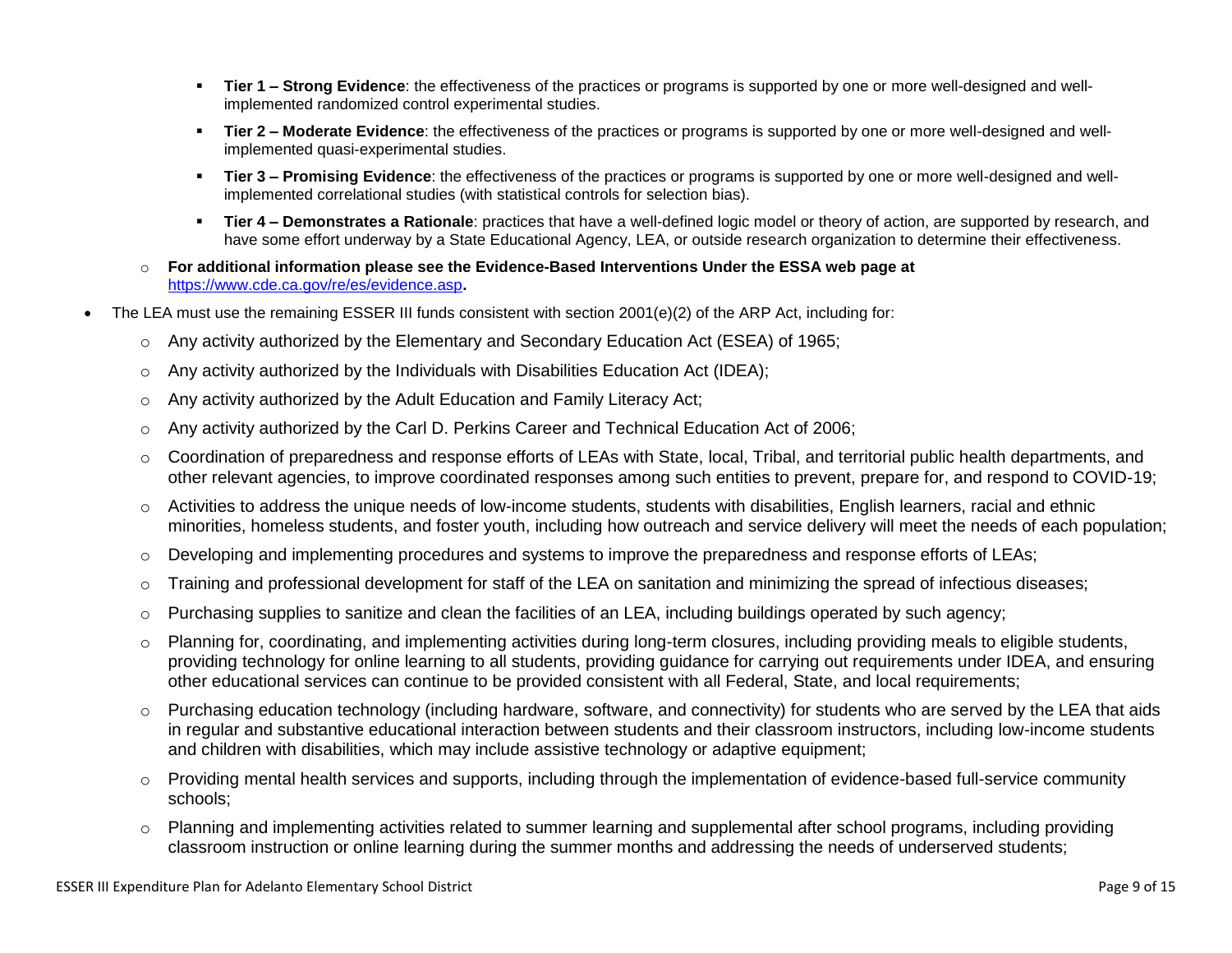- **Tier 1 – Strong Evidence**: the effectiveness of the practices or programs is supported by one or more well-designed and well-implemented randomized control experimental studies.
  - **Tier 2 – Moderate Evidence**: the effectiveness of the practices or programs is supported by one or more well-designed and well-implemented quasi-experimental studies.
  - **Tier 3 – Promising Evidence**: the effectiveness of the practices or programs is supported by one or more well-designed and well-implemented correlational studies (with statistical controls for selection bias).
  - **Tier 4 – Demonstrates a Rationale**: practices that have a well-defined logic model or theory of action, are supported by research, and have some effort underway by a State Educational Agency, LEA, or outside research organization to determine their effectiveness.

  - **For additional information please see the Evidence-Based Interventions Under the ESSA web page at** [https://www.cde.ca.gov/re/es/evidence.asp](https://www.cde.ca.gov/re/es/evidence.asp)**.**

- The LEA must use the remaining ESSER III funds consistent with section 2001(e)(2) of the ARP Act, including for:
  - Any activity authorized by the Elementary and Secondary Education Act (ESEA) of 1965;
  - Any activity authorized by the Individuals with Disabilities Education Act (IDEA);
  - Any activity authorized by the Adult Education and Family Literacy Act;
  - Any activity authorized by the Carl D. Perkins Career and Technical Education Act of 2006;
  - Coordination of preparedness and response efforts of LEAs with State, local, Tribal, and territorial public health departments, and other relevant agencies, to improve coordinated responses among such entities to prevent, prepare for, and respond to COVID-19;
  - Activities to address the unique needs of low-income students, students with disabilities, English learners, racial and ethnic minorities, homeless students, and foster youth, including how outreach and service delivery will meet the needs of each population;
  - Developing and implementing procedures and systems to improve the preparedness and response efforts of LEAs;
  - Training and professional development for staff of the LEA on sanitation and minimizing the spread of infectious diseases;
  - Purchasing supplies to sanitize and clean the facilities of an LEA, including buildings operated by such agency;
  - Planning for, coordinating, and implementing activities during long-term closures, including providing meals to eligible students, providing technology for online learning to all students, providing guidance for carrying out requirements under IDEA, and ensuring other educational services can continue to be provided consistent with all Federal, State, and local requirements;
  - Purchasing education technology (including hardware, software, and connectivity) for students who are served by the LEA that aids in regular and substantive educational interaction between students and their classroom instructors, including low-income students and children with disabilities, which may include assistive technology or adaptive equipment;
  - Providing mental health services and supports, including through the implementation of evidence-based full-service community schools;
  - Planning and implementing activities related to summer learning and supplemental after school programs, including providing classroom instruction or online learning during the summer months and addressing the needs of underserved students;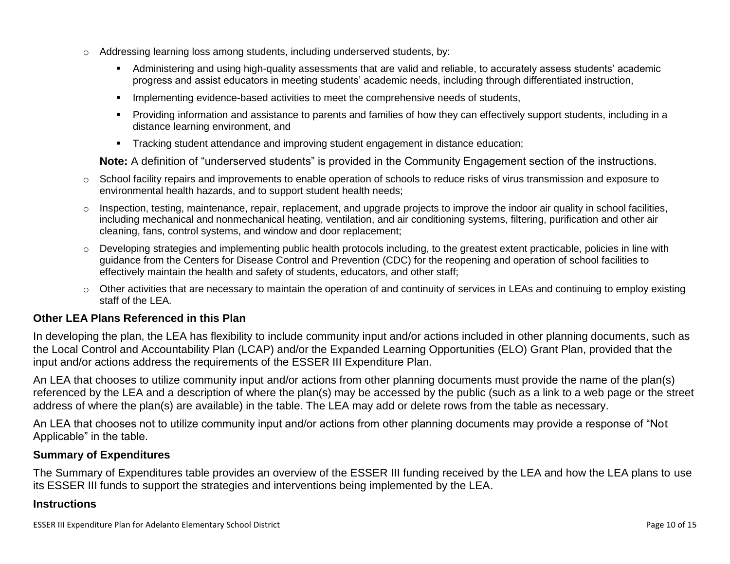- Addressing learning loss among students, including underserved students, by:
  - Administering and using high-quality assessments that are valid and reliable, to accurately assess students' academic progress and assist educators in meeting students' academic needs, including through differentiated instruction,
  - Implementing evidence-based activities to meet the comprehensive needs of students,
  - Providing information and assistance to parents and families of how they can effectively support students, including in a distance learning environment, and
  - Tracking student attendance and improving student engagement in distance education;

  **Note:** A definition of "underserved students" is provided in the Community Engagement section of the instructions.
- School facility repairs and improvements to enable operation of schools to reduce risks of virus transmission and exposure to environmental health hazards, and to support student health needs;
- Inspection, testing, maintenance, repair, replacement, and upgrade projects to improve the indoor air quality in school facilities, including mechanical and nonmechanical heating, ventilation, and air conditioning systems, filtering, purification and other air cleaning, fans, control systems, and window and door replacement;
- Developing strategies and implementing public health protocols including, to the greatest extent practicable, policies in line with guidance from the Centers for Disease Control and Prevention (CDC) for the reopening and operation of school facilities to effectively maintain the health and safety of students, educators, and other staff;
- Other activities that are necessary to maintain the operation of and continuity of services in LEAs and continuing to employ existing staff of the LEA.

### Other LEA Plans Referenced in this Plan

In developing the plan, the LEA has flexibility to include community input and/or actions included in other planning documents, such as the Local Control and Accountability Plan (LCAP) and/or the Expanded Learning Opportunities (ELO) Grant Plan, provided that the input and/or actions address the requirements of the ESSER III Expenditure Plan.

An LEA that chooses to utilize community input and/or actions from other planning documents must provide the name of the plan(s) referenced by the LEA and a description of where the plan(s) may be accessed by the public (such as a link to a web page or the street address of where the plan(s) are available) in the table. The LEA may add or delete rows from the table as necessary.

An LEA that chooses not to utilize community input and/or actions from other planning documents may provide a response of "Not Applicable" in the table.

### Summary of Expenditures

The Summary of Expenditures table provides an overview of the ESSER III funding received by the LEA and how the LEA plans to use its ESSER III funds to support the strategies and interventions being implemented by the LEA.

### Instructions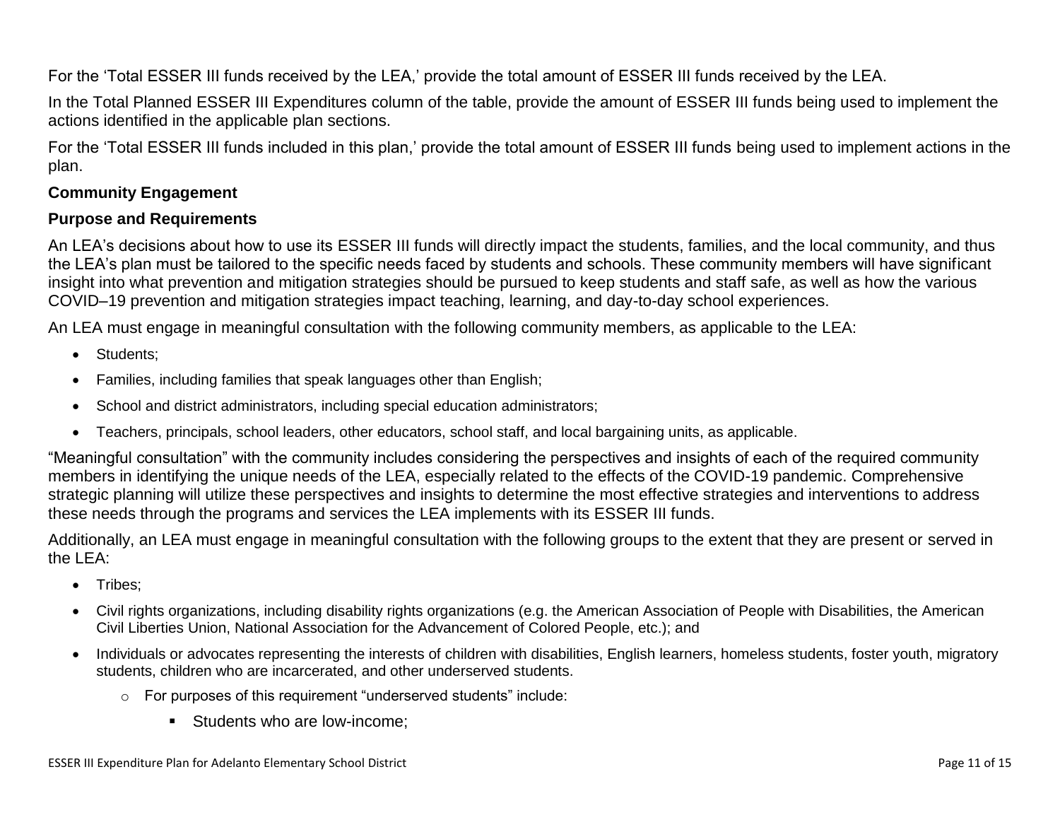For the 'Total ESSER III funds received by the LEA,' provide the total amount of ESSER III funds received by the LEA.

In the Total Planned ESSER III Expenditures column of the table, provide the amount of ESSER III funds being used to implement the actions identified in the applicable plan sections.

For the 'Total ESSER III funds included in this plan,' provide the total amount of ESSER III funds being used to implement actions in the plan.

**Community Engagement**

**Purpose and Requirements**

An LEA's decisions about how to use its ESSER III funds will directly impact the students, families, and the local community, and thus the LEA's plan must be tailored to the specific needs faced by students and schools. These community members will have significant insight into what prevention and mitigation strategies should be pursued to keep students and staff safe, as well as how the various COVID–19 prevention and mitigation strategies impact teaching, learning, and day-to-day school experiences.

An LEA must engage in meaningful consultation with the following community members, as applicable to the LEA:

- Students;
- Families, including families that speak languages other than English;
- School and district administrators, including special education administrators;
- Teachers, principals, school leaders, other educators, school staff, and local bargaining units, as applicable.

"Meaningful consultation" with the community includes considering the perspectives and insights of each of the required community members in identifying the unique needs of the LEA, especially related to the effects of the COVID-19 pandemic. Comprehensive strategic planning will utilize these perspectives and insights to determine the most effective strategies and interventions to address these needs through the programs and services the LEA implements with its ESSER III funds.

Additionally, an LEA must engage in meaningful consultation with the following groups to the extent that they are present or served in the LEA:

- Tribes;
- Civil rights organizations, including disability rights organizations (e.g. the American Association of People with Disabilities, the American Civil Liberties Union, National Association for the Advancement of Colored People, etc.); and
- Individuals or advocates representing the interests of children with disabilities, English learners, homeless students, foster youth, migratory students, children who are incarcerated, and other underserved students.
  - For purposes of this requirement "underserved students" include:
    - Students who are low-income;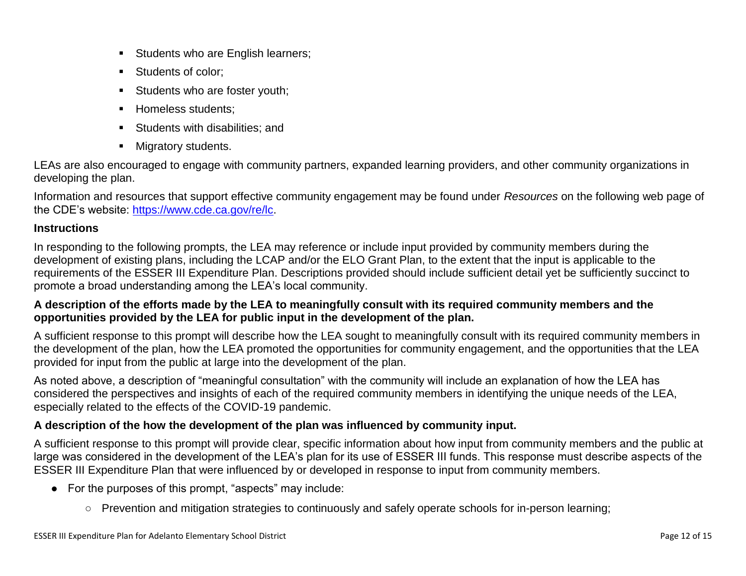- Students who are English learners;
- Students of color;
- Students who are foster youth;
- Homeless students;
- Students with disabilities; and
- Migratory students.

LEAs are also encouraged to engage with community partners, expanded learning providers, and other community organizations in developing the plan.

Information and resources that support effective community engagement may be found under *Resources* on the following web page of the CDE's website: [https://www.cde.ca.gov/re/lc](https://www.cde.ca.gov/re/lc).

### Instructions

In responding to the following prompts, the LEA may reference or include input provided by community members during the development of existing plans, including the LCAP and/or the ELO Grant Plan, to the extent that the input is applicable to the requirements of the ESSER III Expenditure Plan. Descriptions provided should include sufficient detail yet be sufficiently succinct to promote a broad understanding among the LEA's local community.

**A description of the efforts made by the LEA to meaningfully consult with its required community members and the opportunities provided by the LEA for public input in the development of the plan.**

A sufficient response to this prompt will describe how the LEA sought to meaningfully consult with its required community members in the development of the plan, how the LEA promoted the opportunities for community engagement, and the opportunities that the LEA provided for input from the public at large into the development of the plan.

As noted above, a description of "meaningful consultation" with the community will include an explanation of how the LEA has considered the perspectives and insights of each of the required community members in identifying the unique needs of the LEA, especially related to the effects of the COVID-19 pandemic.

**A description of the how the development of the plan was influenced by community input.**

A sufficient response to this prompt will provide clear, specific information about how input from community members and the public at large was considered in the development of the LEA's plan for its use of ESSER III funds. This response must describe aspects of the ESSER III Expenditure Plan that were influenced by or developed in response to input from community members.

- For the purposes of this prompt, "aspects" may include:
  - Prevention and mitigation strategies to continuously and safely operate schools for in-person learning;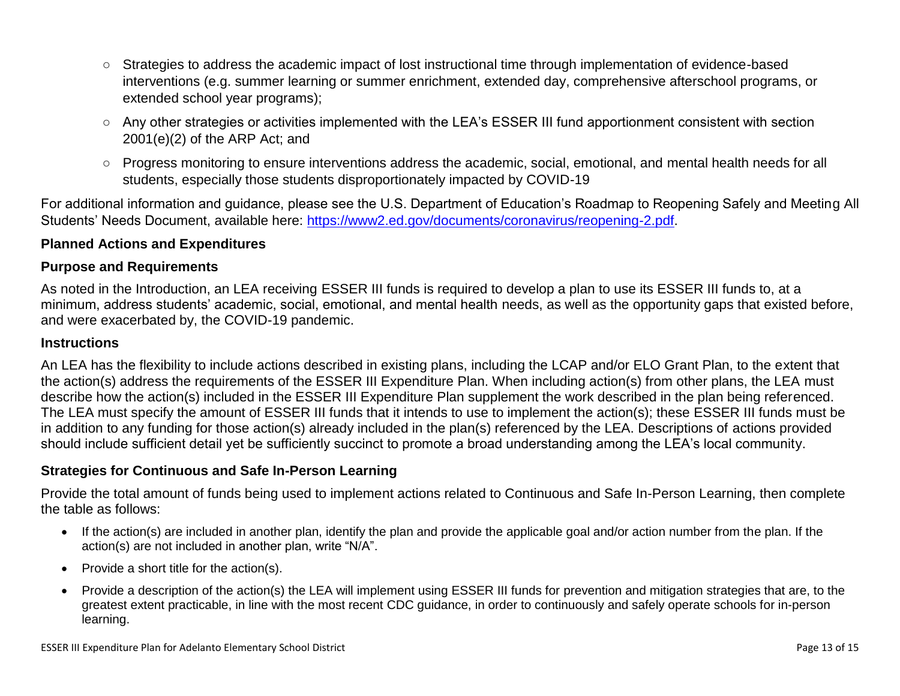- Strategies to address the academic impact of lost instructional time through implementation of evidence-based interventions (e.g. summer learning or summer enrichment, extended day, comprehensive afterschool programs, or extended school year programs);
- Any other strategies or activities implemented with the LEA's ESSER III fund apportionment consistent with section 2001(e)(2) of the ARP Act; and
- Progress monitoring to ensure interventions address the academic, social, emotional, and mental health needs for all students, especially those students disproportionately impacted by COVID-19

For additional information and guidance, please see the U.S. Department of Education's Roadmap to Reopening Safely and Meeting All Students' Needs Document, available here: [https://www2.ed.gov/documents/coronavirus/reopening-2.pdf](https://www2.ed.gov/documents/coronavirus/reopening-2.pdf).

**Planned Actions and Expenditures**

**Purpose and Requirements**

As noted in the Introduction, an LEA receiving ESSER III funds is required to develop a plan to use its ESSER III funds to, at a minimum, address students' academic, social, emotional, and mental health needs, as well as the opportunity gaps that existed before, and were exacerbated by, the COVID-19 pandemic.

**Instructions**

An LEA has the flexibility to include actions described in existing plans, including the LCAP and/or ELO Grant Plan, to the extent that the action(s) address the requirements of the ESSER III Expenditure Plan. When including action(s) from other plans, the LEA must describe how the action(s) included in the ESSER III Expenditure Plan supplement the work described in the plan being referenced. The LEA must specify the amount of ESSER III funds that it intends to use to implement the action(s); these ESSER III funds must be in addition to any funding for those action(s) already included in the plan(s) referenced by the LEA. Descriptions of actions provided should include sufficient detail yet be sufficiently succinct to promote a broad understanding among the LEA's local community.

**Strategies for Continuous and Safe In-Person Learning**

Provide the total amount of funds being used to implement actions related to Continuous and Safe In-Person Learning, then complete the table as follows:

- If the action(s) are included in another plan, identify the plan and provide the applicable goal and/or action number from the plan. If the action(s) are not included in another plan, write "N/A".
- Provide a short title for the action(s).
- Provide a description of the action(s) the LEA will implement using ESSER III funds for prevention and mitigation strategies that are, to the greatest extent practicable, in line with the most recent CDC guidance, in order to continuously and safely operate schools for in-person learning.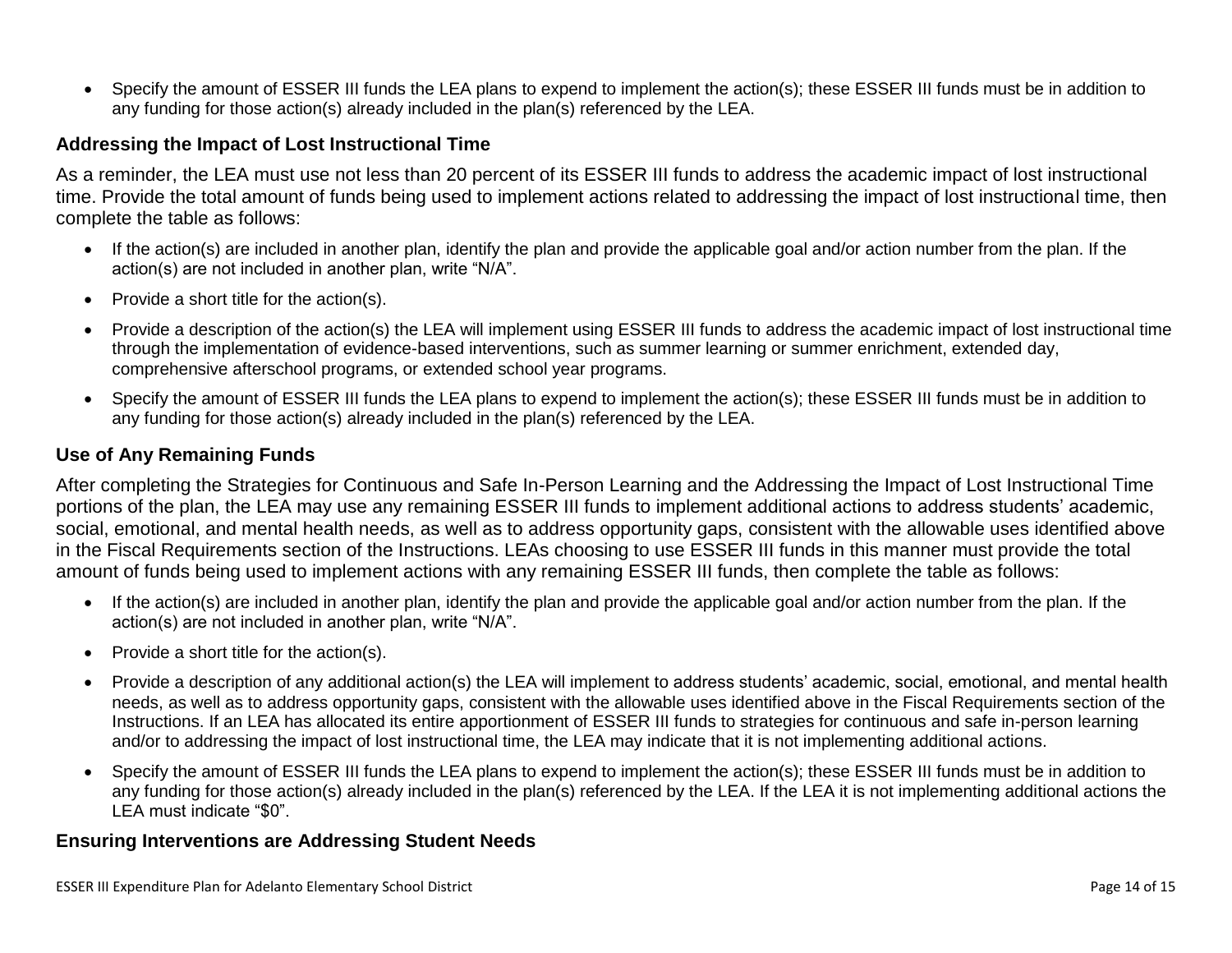- Specify the amount of ESSER III funds the LEA plans to expend to implement the action(s); these ESSER III funds must be in addition to any funding for those action(s) already included in the plan(s) referenced by the LEA.

### Addressing the Impact of Lost Instructional Time

As a reminder, the LEA must use not less than 20 percent of its ESSER III funds to address the academic impact of lost instructional time. Provide the total amount of funds being used to implement actions related to addressing the impact of lost instructional time, then complete the table as follows:

- If the action(s) are included in another plan, identify the plan and provide the applicable goal and/or action number from the plan. If the action(s) are not included in another plan, write "N/A".
- Provide a short title for the action(s).
- Provide a description of the action(s) the LEA will implement using ESSER III funds to address the academic impact of lost instructional time through the implementation of evidence-based interventions, such as summer learning or summer enrichment, extended day, comprehensive afterschool programs, or extended school year programs.
- Specify the amount of ESSER III funds the LEA plans to expend to implement the action(s); these ESSER III funds must be in addition to any funding for those action(s) already included in the plan(s) referenced by the LEA.

### Use of Any Remaining Funds

After completing the Strategies for Continuous and Safe In-Person Learning and the Addressing the Impact of Lost Instructional Time portions of the plan, the LEA may use any remaining ESSER III funds to implement additional actions to address students' academic, social, emotional, and mental health needs, as well as to address opportunity gaps, consistent with the allowable uses identified above in the Fiscal Requirements section of the Instructions. LEAs choosing to use ESSER III funds in this manner must provide the total amount of funds being used to implement actions with any remaining ESSER III funds, then complete the table as follows:

- If the action(s) are included in another plan, identify the plan and provide the applicable goal and/or action number from the plan. If the action(s) are not included in another plan, write "N/A".
- Provide a short title for the action(s).
- Provide a description of any additional action(s) the LEA will implement to address students' academic, social, emotional, and mental health needs, as well as to address opportunity gaps, consistent with the allowable uses identified above in the Fiscal Requirements section of the Instructions. If an LEA has allocated its entire apportionment of ESSER III funds to strategies for continuous and safe in-person learning and/or to addressing the impact of lost instructional time, the LEA may indicate that it is not implementing additional actions.
- Specify the amount of ESSER III funds the LEA plans to expend to implement the action(s); these ESSER III funds must be in addition to any funding for those action(s) already included in the plan(s) referenced by the LEA. If the LEA it is not implementing additional actions the LEA must indicate "$0".

### Ensuring Interventions are Addressing Student Needs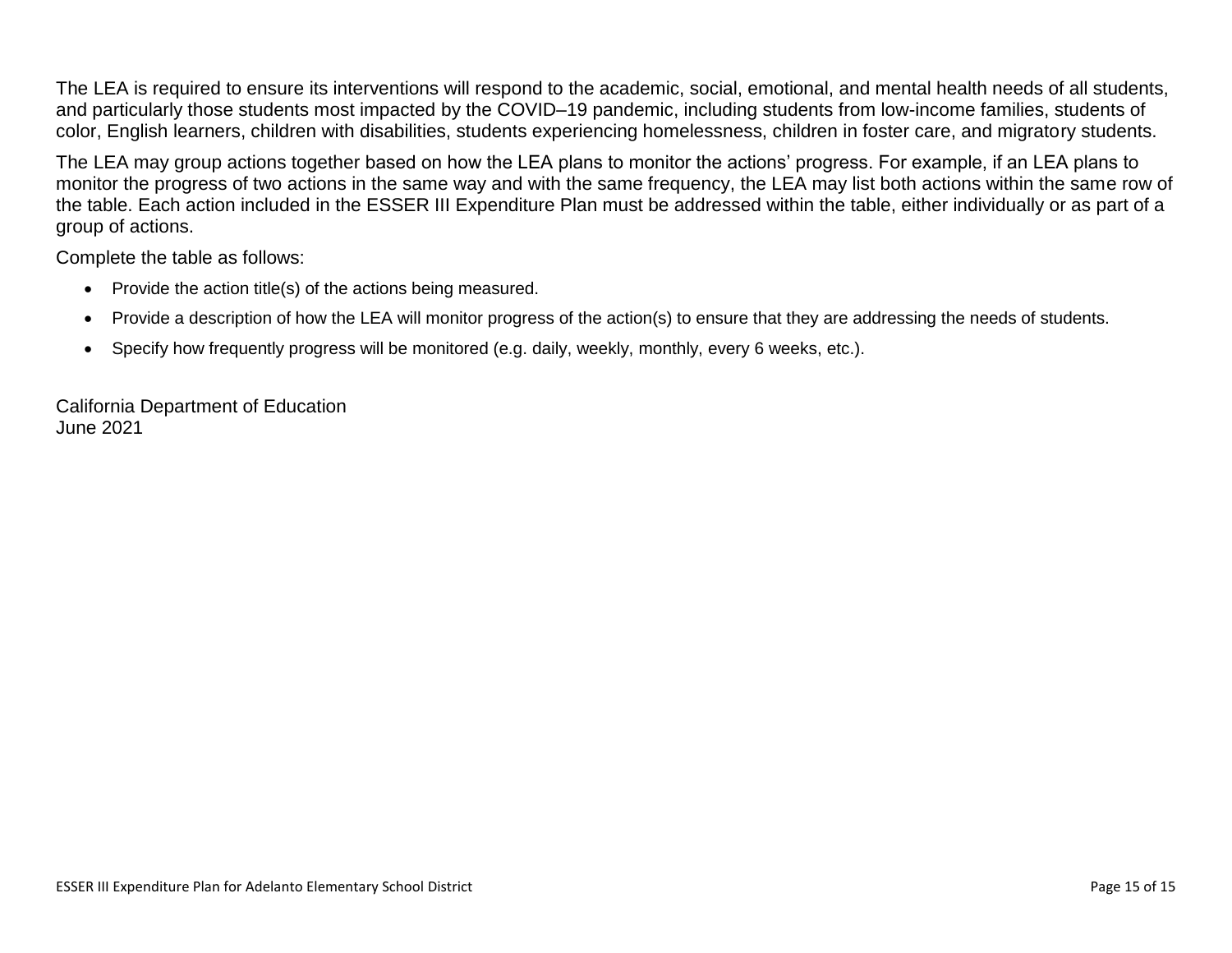The LEA is required to ensure its interventions will respond to the academic, social, emotional, and mental health needs of all students, and particularly those students most impacted by the COVID–19 pandemic, including students from low-income families, students of color, English learners, children with disabilities, students experiencing homelessness, children in foster care, and migratory students.

The LEA may group actions together based on how the LEA plans to monitor the actions' progress. For example, if an LEA plans to monitor the progress of two actions in the same way and with the same frequency, the LEA may list both actions within the same row of the table. Each action included in the ESSER III Expenditure Plan must be addressed within the table, either individually or as part of a group of actions.

Complete the table as follows:

- Provide the action title(s) of the actions being measured.
- Provide a description of how the LEA will monitor progress of the action(s) to ensure that they are addressing the needs of students.
- Specify how frequently progress will be monitored (e.g. daily, weekly, monthly, every 6 weeks, etc.).

California Department of Education
June 2021